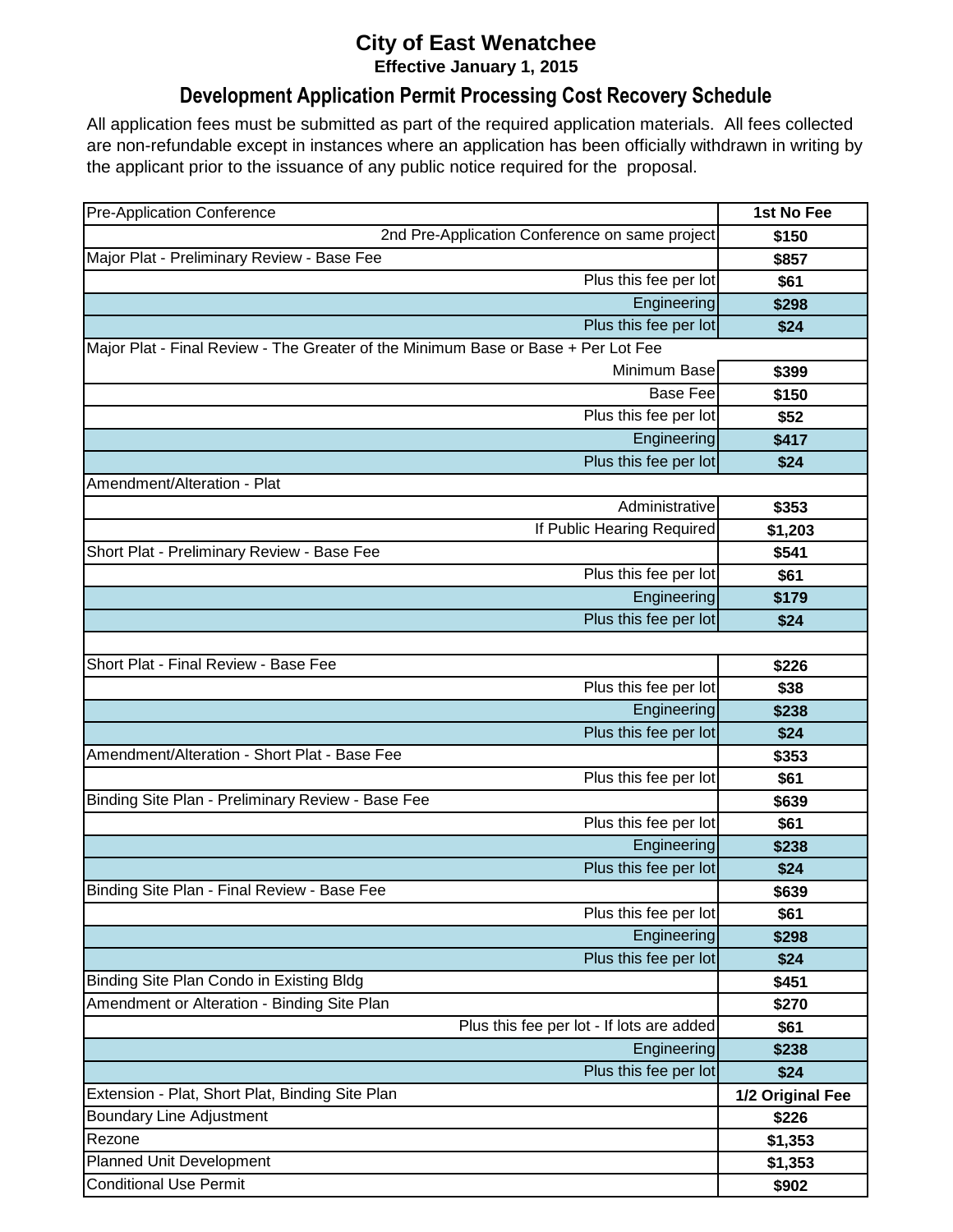# City of East Wenatchee

**Effective January 1, 2015**

## Development Application Permit Processing Cost Recovery Schedule

All application fees must be submitted as part of the required application materials. All fees collected are non-refundable except in instances where an application has been officially withdrawn in writing by the applicant prior to the issuance of any public notice required for the proposal.

| Item | Fee |
|---|---|
| Pre-Application Conference | **1st No Fee** |
| 2nd Pre-Application Conference on same project | **$150** |
| Major Plat - Preliminary Review - Base Fee | **$857** |
| Plus this fee per lot | **$61** |
| Engineering | **$298** |
| Plus this fee per lot | **$24** |
| Major Plat - Final Review - The Greater of the Minimum Base or Base + Per Lot Fee | |
| Minimum Base | **$399** |
| Base Fee | **$150** |
| Plus this fee per lot | **$52** |
| Engineering | **$417** |
| Plus this fee per lot | **$24** |
| Amendment/Alteration - Plat | |
| Administrative | **$353** |
| If Public Hearing Required | **$1,203** |
| Short Plat - Preliminary Review - Base Fee | **$541** |
| Plus this fee per lot | **$61** |
| Engineering | **$179** |
| Plus this fee per lot | **$24** |
| | |
| Short Plat - Final Review - Base Fee | **$226** |
| Plus this fee per lot | **$38** |
| Engineering | **$238** |
| Plus this fee per lot | **$24** |
| Amendment/Alteration - Short Plat - Base Fee | **$353** |
| Plus this fee per lot | **$61** |
| Binding Site Plan - Preliminary Review - Base Fee | **$639** |
| Plus this fee per lot | **$61** |
| Engineering | **$238** |
| Plus this fee per lot | **$24** |
| Binding Site Plan - Final Review - Base Fee | **$639** |
| Plus this fee per lot | **$61** |
| Engineering | **$298** |
| Plus this fee per lot | **$24** |
| Binding Site Plan Condo in Existing Bldg | **$451** |
| Amendment or Alteration - Binding Site Plan | **$270** |
| Plus this fee per lot - If lots are added | **$61** |
| Engineering | **$238** |
| Plus this fee per lot | **$24** |
| Extension - Plat, Short Plat, Binding Site Plan | **1/2 Original Fee** |
| Boundary Line Adjustment | **$226** |
| Rezone | **$1,353** |
| Planned Unit Development | **$1,353** |
| Conditional Use Permit | **$902** |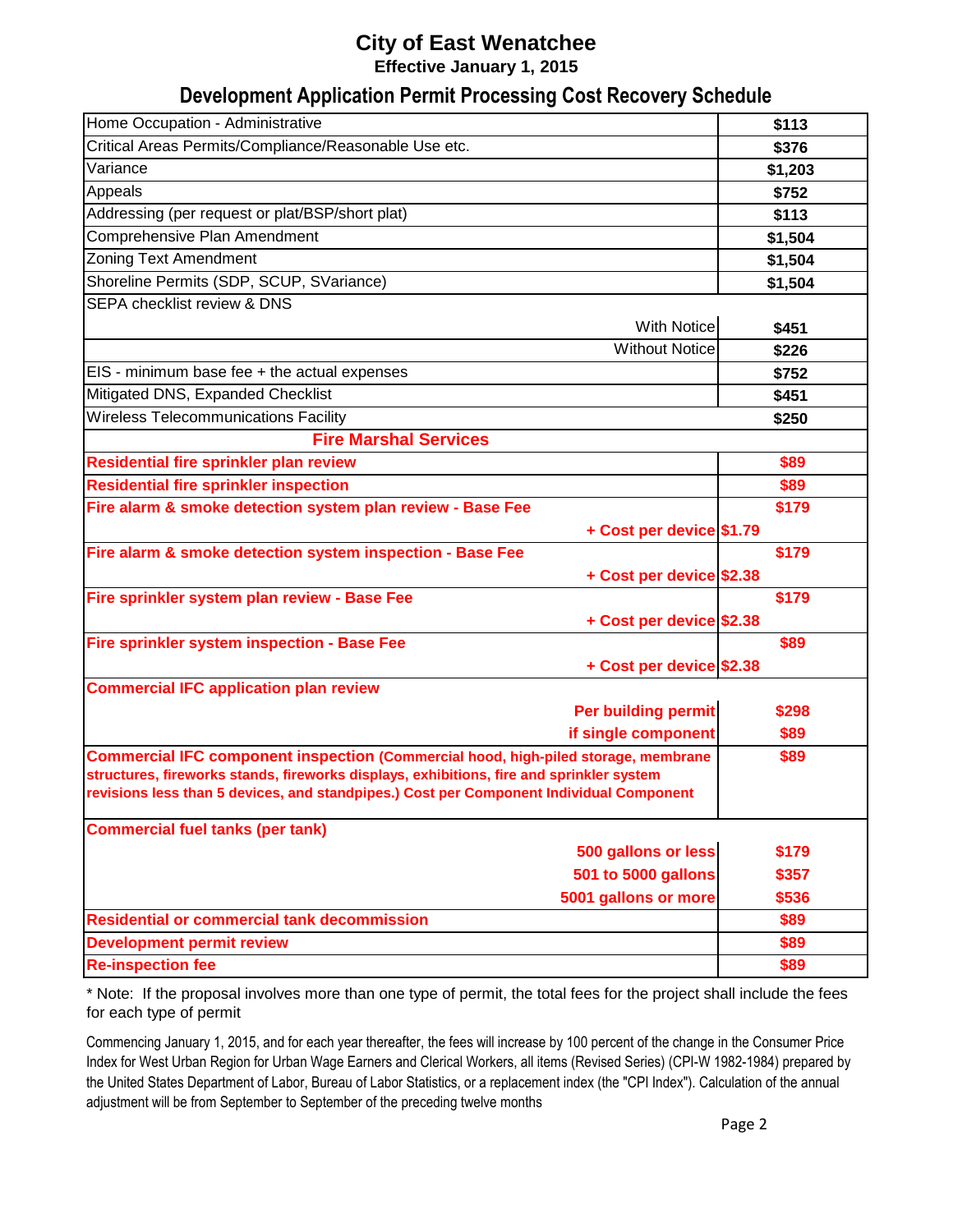# City of East Wenatchee

**Effective January 1, 2015**

## Development Application Permit Processing Cost Recovery Schedule

| | |
|---|---|
| Home Occupation - Administrative | **$113** |
| Critical Areas Permits/Compliance/Reasonable Use etc. | **$376** |
| Variance | **$1,203** |
| Appeals | **$752** |
| Addressing (per request or plat/BSP/short plat) | **$113** |
| Comprehensive Plan Amendment | **$1,504** |
| Zoning Text Amendment | **$1,504** |
| Shoreline Permits (SDP, SCUP, SVariance) | **$1,504** |
| SEPA checklist review & DNS | |
| With Notice | **$451** |
| Without Notice | **$226** |
| EIS - minimum base fee + the actual expenses | **$752** |
| Mitigated DNS, Expanded Checklist | **$451** |
| Wireless Telecommunications Facility | **$250** |
| **Fire Marshal Services** | |
| **Residential fire sprinkler plan review** | **$89** |
| **Residential fire sprinkler inspection** | **$89** |
| **Fire alarm & smoke detection system plan review - Base Fee** | **$179** |
| **+ Cost per device** | **$1.79** |
| **Fire alarm & smoke detection system inspection - Base Fee** | **$179** |
| **+ Cost per device** | **$2.38** |
| **Fire sprinkler system plan review - Base Fee** | **$179** |
| **+ Cost per device** | **$2.38** |
| **Fire sprinkler system inspection - Base Fee** | **$89** |
| **+ Cost per device** | **$2.38** |
| **Commercial IFC application plan review** | |
| **Per building permit** | **$298** |
| **if single component** | **$89** |
| **Commercial IFC component inspection (Commercial hood, high-piled storage, membrane structures, fireworks stands, fireworks displays, exhibitions, fire and sprinkler system revisions less than 5 devices, and standpipes.) Cost per Component Individual Component** | **$89** |
| **Commercial fuel tanks (per tank)** | |
| **500 gallons or less** | **$179** |
| **501 to 5000 gallons** | **$357** |
| **5001 gallons or more** | **$536** |
| **Residential or commercial tank decommission** | **$89** |
| **Development permit review** | **$89** |
| **Re-inspection fee** | **$89** |

* Note: If the proposal involves more than one type of permit, the total fees for the project shall include the fees for each type of permit

Commencing January 1, 2015, and for each year thereafter, the fees will increase by 100 percent of the change in the Consumer Price Index for West Urban Region for Urban Wage Earners and Clerical Workers, all items (Revised Series) (CPI-W 1982-1984) prepared by the United States Department of Labor, Bureau of Labor Statistics, or a replacement index (the "CPI Index"). Calculation of the annual adjustment will be from September to September of the preceding twelve months